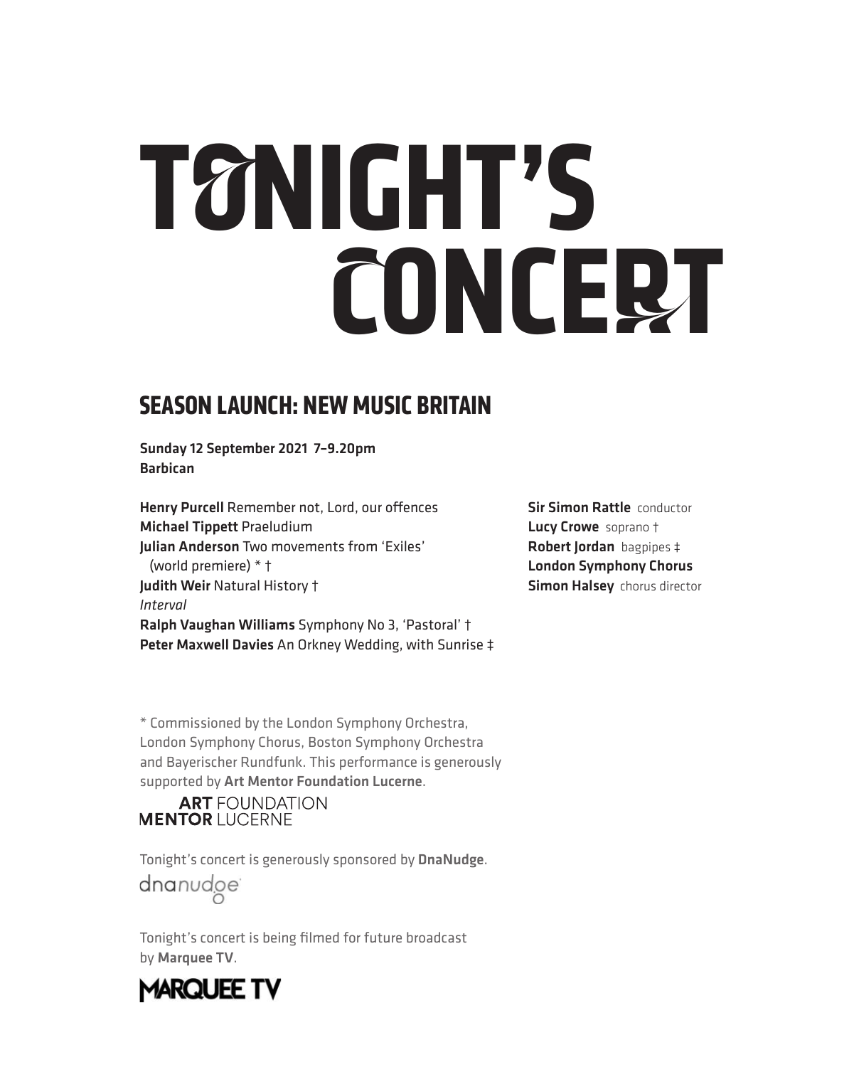# TONIGHT'S CONCERT

## SEASON LAUNCH: NEW MUSIC BRITAIN

**Sunday 12 September 2021 7–9.20pm**
**Barbican**

**Henry Purcell** Remember not, Lord, our offences
**Michael Tippett** Praeludium
**Julian Anderson** Two movements from 'Exiles' (world premiere) * †
**Judith Weir** Natural History †
*Interval*
**Ralph Vaughan Williams** Symphony No 3, 'Pastoral' †
**Peter Maxwell Davies** An Orkney Wedding, with Sunrise ‡

**Sir Simon Rattle** conductor
**Lucy Crowe** soprano †
**Robert Jordan** bagpipes ‡
**London Symphony Chorus**
**Simon Halsey** chorus director

* Commissioned by the London Symphony Orchestra, London Symphony Chorus, Boston Symphony Orchestra and Bayerischer Rundfunk. This performance is generously supported by **Art Mentor Foundation Lucerne**.

ART MENTOR FOUNDATION LUCERNE

Tonight's concert is generously sponsored by **DnaNudge**.

dnanudge

Tonight's concert is being filmed for future broadcast by **Marquee TV**.

MARQUEE TV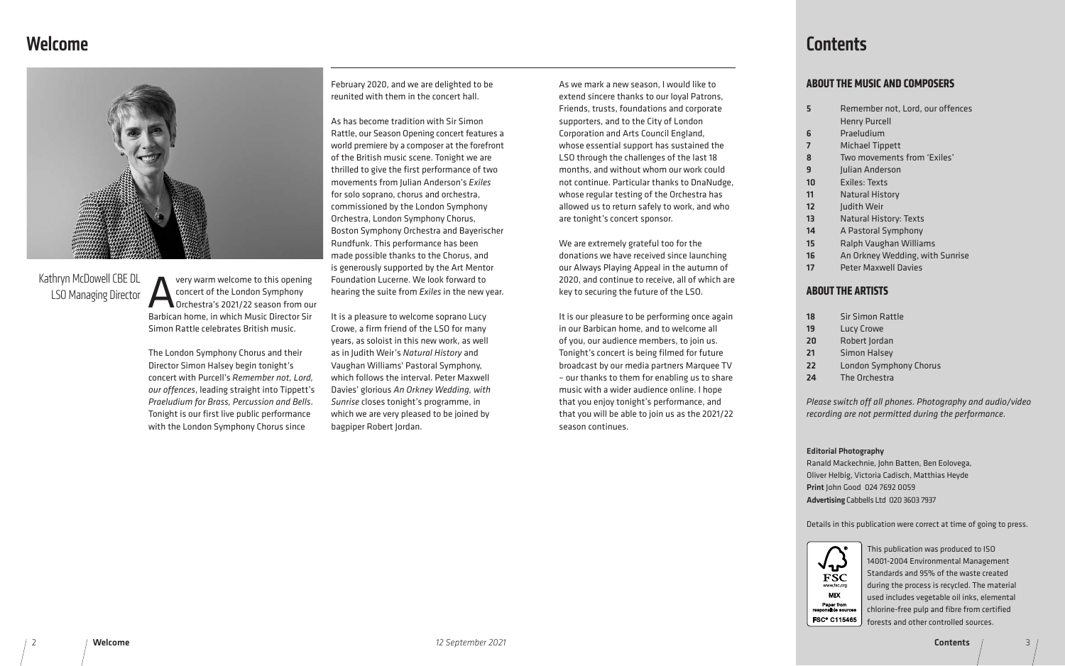# Welcome

Kathryn McDowell CBE DL
LSO Managing Director

A very warm welcome to this opening concert of the London Symphony Orchestra's 2021/22 season from our Barbican home, in which Music Director Sir Simon Rattle celebrates British music.

The London Symphony Chorus and their Director Simon Halsey begin tonight's concert with Purcell's *Remember not, Lord, our offences*, leading straight into Tippett's *Praeludium for Brass, Percussion and Bells*. Tonight is our first live public performance with the London Symphony Chorus since February 2020, and we are delighted to be reunited with them in the concert hall.

As has become tradition with Sir Simon Rattle, our Season Opening concert features a world premiere by a composer at the forefront of the British music scene. Tonight we are thrilled to give the first performance of two movements from Julian Anderson's *Exiles* for solo soprano, chorus and orchestra, commissioned by the London Symphony Orchestra, London Symphony Chorus, Boston Symphony Orchestra and Bayerischer Rundfunk. This performance has been made possible thanks to the Chorus, and is generously supported by the Art Mentor Foundation Lucerne. We look forward to hearing the suite from *Exiles* in the new year.

It is a pleasure to welcome soprano Lucy Crowe, a firm friend of the LSO for many years, as soloist in this new work, as well as in Judith Weir's *Natural History* and Vaughan Williams' Pastoral Symphony, which follows the interval. Peter Maxwell Davies' glorious *An Orkney Wedding, with Sunrise* closes tonight's programme, in which we are very pleased to be joined by bagpiper Robert Jordan.

As we mark a new season, I would like to extend sincere thanks to our loyal Patrons, Friends, trusts, foundations and corporate supporters, and to the City of London Corporation and Arts Council England, whose essential support has sustained the LSO through the challenges of the last 18 months, and without whom our work could not continue. Particular thanks to DnaNudge, whose regular testing of the Orchestra has allowed us to return safely to work, and who are tonight's concert sponsor.

We are extremely grateful too for the donations we have received since launching our Always Playing Appeal in the autumn of 2020, and continue to receive, all of which are key to securing the future of the LSO.

It is our pleasure to be performing once again in our Barbican home, and to welcome all of you, our audience members, to join us. Tonight's concert is being filmed for future broadcast by our media partners Marquee TV – our thanks to them for enabling us to share music with a wider audience online. I hope that you enjoy tonight's performance, and that you will be able to join us as the 2021/22 season continues.

# Contents

## ABOUT THE MUSIC AND COMPOSERS

| | |
|---|---|
| 5 | Remember not, Lord, our offences<br>Henry Purcell |
| 6 | Praeludium |
| 7 | Michael Tippett |
| 8 | Two movements from 'Exiles' |
| 9 | Julian Anderson |
| 10 | Exiles: Texts |
| 11 | Natural History |
| 12 | Judith Weir |
| 13 | Natural History: Texts |
| 14 | A Pastoral Symphony |
| 15 | Ralph Vaughan Williams |
| 16 | An Orkney Wedding, with Sunrise |
| 17 | Peter Maxwell Davies |

## ABOUT THE ARTISTS

| | |
|---|---|
| 18 | Sir Simon Rattle |
| 19 | Lucy Crowe |
| 20 | Robert Jordan |
| 21 | Simon Halsey |
| 22 | London Symphony Chorus |
| 24 | The Orchestra |

*Please switch off all phones. Photography and audio/video recording are not permitted during the performance.*

**Editorial Photography**
Ranald Mackechnie, John Batten, Ben Eolovega, Oliver Helbig, Victoria Cadisch, Matthias Heyde
**Print** John Good 024 7692 0059
**Advertising** Cabbells Ltd 020 3603 7937

Details in this publication were correct at time of going to press.

FSC MIX Paper from responsible sources FSC® C115465

This publication was produced to ISO 14001-2004 Environmental Management Standards and 95% of the waste created during the process is recycled. The material used includes vegetable oil inks, elemental chlorine-free pulp and fibre from certified forests and other controlled sources.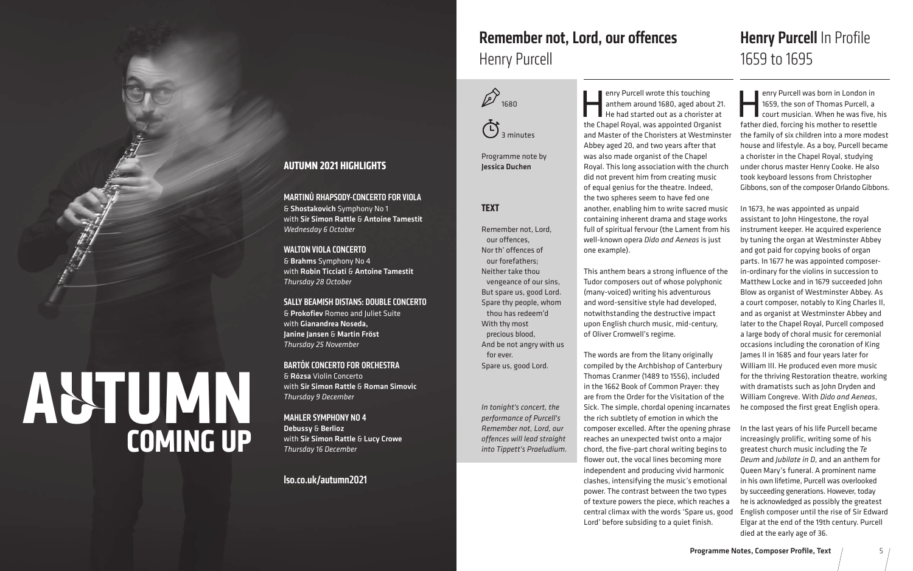## AUTUMN 2021 HIGHLIGHTS

**MARTINŮ RHAPSODY-CONCERTO FOR VIOLA**
& **Shostakovich** Symphony No 1
with **Sir Simon Rattle** & **Antoine Tamestit**
*Wednesday 6 October*

**WALTON VIOLA CONCERTO**
& **Brahms** Symphony No 4
with **Robin Ticciati** & **Antoine Tamestit**
*Thursday 28 October*

**SALLY BEAMISH DISTANS: DOUBLE CONCERTO**
& **Prokofiev** Romeo and Juliet Suite
with **Gianandrea Noseda, Janine Jansen** & **Martin Fröst**
*Thursday 25 November*

**BARTÓK CONCERTO FOR ORCHESTRA**
& **Rózsa** Violin Concerto
with **Sir Simon Rattle** & **Roman Simovic**
*Thursday 9 December*

**MAHLER SYMPHONY NO 4**
**Debussy** & **Berlioz**
with **Sir Simon Rattle** & **Lucy Crowe**
*Thursday 16 December*

**lso.co.uk/autumn2021**

# AUTUMN COMING UP

# Remember not, Lord, our offences
## Henry Purcell

1680

3 minutes

Programme note by **Jessica Duchen**

### TEXT

Remember not, Lord,
our offences,
Nor th' offences of
our forefathers;
Neither take thou
vengeance of our sins,
But spare us, good Lord.
Spare thy people, whom
thou has redeem'd
With thy most
precious blood,
And be not angry with us
for ever.
Spare us, good Lord.

*In tonight's concert, the performance of Purcell's Remember not, Lord, our offences will lead straight into Tippett's Praeludium.*

Henry Purcell wrote this touching anthem around 1680, aged about 21. He had started out as a chorister at the Chapel Royal, was appointed Organist and Master of the Choristers at Westminster Abbey aged 20, and two years after that was also made organist of the Chapel Royal. This long association with the church did not prevent him from creating music of equal genius for the theatre. Indeed, the two spheres seem to have fed one another, enabling him to write sacred music containing inherent drama and stage works full of spiritual fervour (the Lament from his well-known opera *Dido and Aeneas* is just one example).

This anthem bears a strong influence of the Tudor composers out of whose polyphonic (many-voiced) writing his adventurous and word-sensitive style had developed, notwithstanding the destructive impact upon English church music, mid-century, of Oliver Cromwell's regime.

The words are from the litany originally compiled by the Archbishop of Canterbury Thomas Cranmer (1489 to 1556), included in the 1662 Book of Common Prayer: they are from the Order for the Visitation of the Sick. The simple, chordal opening incarnates the rich subtlety of emotion in which the composer excelled. After the opening phrase reaches an unexpected twist onto a major chord, the five-part choral writing begins to flower out, the vocal lines becoming more independent and producing vivid harmonic clashes, intensifying the music's emotional power. The contrast between the two types of texture powers the piece, which reaches a central climax with the words 'Spare us, good Lord' before subsiding to a quiet finish.

# Henry Purcell In Profile
## 1659 to 1695

Henry Purcell was born in London in 1659, the son of Thomas Purcell, a court musician. When he was five, his father died, forcing his mother to resettle the family of six children into a more modest house and lifestyle. As a boy, Purcell became a chorister in the Chapel Royal, studying under chorus master Henry Cooke. He also took keyboard lessons from Christopher Gibbons, son of the composer Orlando Gibbons.

In 1673, he was appointed as unpaid assistant to John Hingestone, the royal instrument keeper. He acquired experience by tuning the organ at Westminster Abbey and got paid for copying books of organ parts. In 1677 he was appointed composer-in-ordinary for the violins in succession to Matthew Locke and in 1679 succeeded John Blow as organist of Westminster Abbey. As a court composer, notably to King Charles II, and as organist at Westminster Abbey and later to the Chapel Royal, Purcell composed a large body of choral music for ceremonial occasions including the coronation of King James II in 1685 and four years later for William III. He produced even more music for the thriving Restoration theatre, working with dramatists such as John Dryden and William Congreve. With *Dido and Aeneas*, he composed the first great English opera.

In the last years of his life Purcell became increasingly prolific, writing some of his greatest church music including the *Te Deum* and *Jubilate in D*, and an anthem for Queen Mary's funeral. A prominent name in his own lifetime, Purcell was overlooked by succeeding generations. However, today he is acknowledged as possibly the greatest English composer until the rise of Sir Edward Elgar at the end of the 19th century. Purcell died at the early age of 36.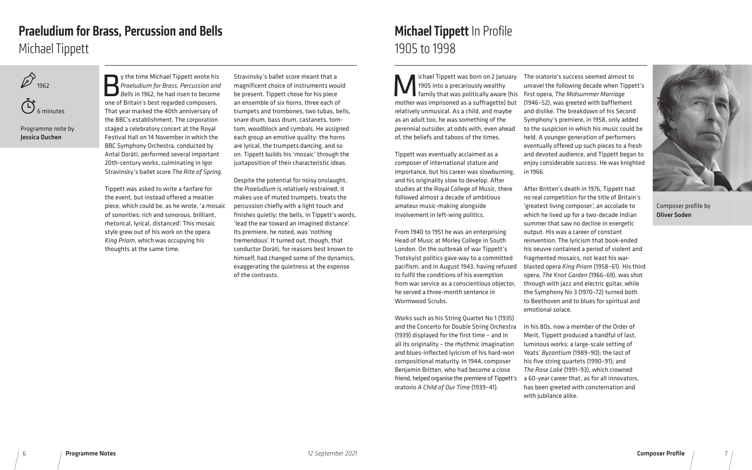# Praeludium for Brass, Percussion and Bells

## Michael Tippett

1962

6 minutes

Programme note by **Jessica Duchen**

By the time Michael Tippett wrote his *Praeludium for Brass, Percussion and Bells* in 1962, he had risen to become one of Britain's best regarded composers. That year marked the 40th anniversary of the BBC's establishment. The corporation staged a celebratory concert at the Royal Festival Hall on 14 November in which the BBC Symphony Orchestra, conducted by Antal Doráti, performed several important 20th-century works, culminating in Igor Stravinsky's ballet score *The Rite of Spring*.

Tippett was asked to write a fanfare for the event, but instead offered a meatier piece, which could be, as he wrote, 'a mosaic of sonorities: rich and sonorous, brilliant, rhetorical, lyrical, distanced'. This mosaic style grew out of his work on the opera *King Priam*, which was occupying his thoughts at the same time.

Stravinsky's ballet score meant that a magnificent choice of instruments would be present. Tippett chose for his piece an ensemble of six horns, three each of trumpets and trombones, two tubas, bells, snare drum, bass drum, castanets, tom-tom, woodblock and cymbals. He assigned each group an emotive quality: the horns are lyrical, the trumpets dancing, and so on. Tippett builds his 'mosaic' through the juxtaposition of their characteristic ideas.

Despite the potential for noisy onslaught, the *Praeludium* is relatively restrained; it makes use of muted trumpets, treats the percussion chiefly with a light touch and finishes quietly: the bells, in Tippett's words, 'lead the ear toward an imagined distance'. Its premiere, he noted, was 'nothing tremendous'. It turned out, though, that conductor Doráti, for reasons best known to himself, had changed some of the dynamics, exaggerating the quietness at the expense of the contrasts.

# Michael Tippett In Profile

## 1905 to 1998

Composer profile by **Oliver Soden**

Michael Tippett was born on 2 January 1905 into a precariously wealthy family that was politically aware (his mother was imprisoned as a suffragette) but relatively unmusical. As a child, and maybe as an adult too, he was something of the perennial outsider, at odds with, even ahead of, the beliefs and taboos of the times.

Tippett was eventually acclaimed as a composer of international stature and importance, but his career was slowburning, and his originality slow to develop. After studies at the Royal College of Music, there followed almost a decade of ambitious amateur music-making alongside involvement in left-wing politics.

From 1940 to 1951 he was an enterprising Head of Music at Morley College in South London. On the outbreak of war Tippett's Trotskyist politics gave way to a committed pacifism, and in August 1943, having refused to fulfil the conditions of his exemption from war service as a conscientious objector, he served a three-month sentence in Wormwood Scrubs.

Works such as his String Quartet No 1 (1935) and the Concerto for Double String Orchestra (1939) displayed for the first time – and in all its originality – the rhythmic imagination and blues-inflected lyricism of his hard-won compositional maturity. In 1944, composer Benjamin Britten, who had become a close friend, helped organise the premiere of Tippett's oratorio *A Child of Our Time* (1939–41).

The oratorio's success seemed almost to unravel the following decade when Tippett's first opera, *The Midsummer Marriage* (1946–52), was greeted with bafflement and dislike. The breakdown of his Second Symphony's premiere, in 1958, only added to the suspicion in which his music could be held. A younger generation of performers eventually offered up such pieces to a fresh and devoted audience, and Tippett began to enjoy considerable success. He was knighted in 1966.

After Britten's death in 1976, Tippett had no real competition for the title of Britain's 'greatest living composer', an accolade to which he lived up for a two-decade Indian summer that saw no decline in energetic output. His was a career of constant reinvention. The lyricism that book-ended his oeuvre contained a period of violent and fragmented mosaics, not least his war-blasted opera *King Priam* (1958–61). His third opera, *The Knot Garden* (1966–69), was shot through with jazz and electric guitar, while the Symphony No 3 (1970–72) turned both to Beethoven and to blues for spiritual and emotional solace.

In his 80s, now a member of the Order of Merit, Tippett produced a handful of last, luminous works: a large-scale setting of Yeats' *Byzantium* (1989–90); the last of his five string quartets (1990–91); and *The Rose Lake* (1991–93), which crowned a 60-year career that, as for all innovators, has been greeted with consternation and with jubilance alike.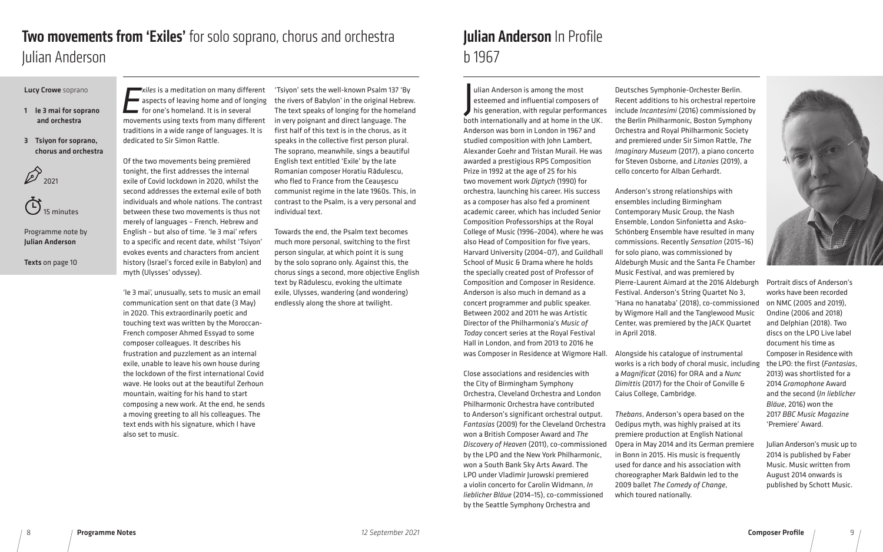# Two movements from 'Exiles' for solo soprano, chorus and orchestra
## Julian Anderson

**Lucy Crowe** soprano

1. **le 3 mai for soprano and orchestra**
3. **Tsiyon for soprano, chorus and orchestra**

2021

15 minutes

Programme note by **Julian Anderson**

**Texts** on page 10

*Exiles* is a meditation on many different aspects of leaving home and of longing for one's homeland. It is in several movements using texts from many different traditions in a wide range of languages. It is dedicated to Sir Simon Rattle.

Of the two movements being premièred tonight, the first addresses the internal exile of Covid lockdown in 2020, whilst the second addresses the external exile of both individuals and whole nations. The contrast between these two movements is thus not merely of languages – French, Hebrew and English – but also of time. 'le 3 mai' refers to a specific and recent date, whilst 'Tsiyon' evokes events and characters from ancient history (Israel's forced exile in Babylon) and myth (Ulysses' odyssey).

'le 3 mai', unusually, sets to music an email communication sent on that date (3 May) in 2020. This extraordinarily poetic and touching text was written by the Moroccan-French composer Ahmed Essyad to some composer colleagues. It describes his frustration and puzzlement as an internal exile, unable to leave his own house during the lockdown of the first international Covid wave. He looks out at the beautiful Zerhoun mountain, waiting for his hand to start composing a new work. At the end, he sends a moving greeting to all his colleagues. The text ends with his signature, which I have also set to music.

'Tsiyon' sets the well-known Psalm 137 'By the rivers of Babylon' in the original Hebrew. The text speaks of longing for the homeland in very poignant and direct language. The first half of this text is in the chorus, as it speaks in the collective first person plural. The soprano, meanwhile, sings a beautiful English text entitled 'Exile' by the late Romanian composer Horatiu Rădulescu, who fled to France from the Ceaușescu communist regime in the late 1960s. This, in contrast to the Psalm, is a very personal and individual text.

Towards the end, the Psalm text becomes much more personal, switching to the first person singular, at which point it is sung by the solo soprano only. Against this, the chorus sings a second, more objective English text by Rădulescu, evoking the ultimate exile, Ulysses, wandering (and wondering) endlessly along the shore at twilight.

# Julian Anderson In Profile
## b 1967

Julian Anderson is among the most esteemed and influential composers of his generation, with regular performances both internationally and at home in the UK. Anderson was born in London in 1967 and studied composition with John Lambert, Alexander Goehr and Tristan Murail. He was awarded a prestigious RPS Composition Prize in 1992 at the age of 25 for his two movement work *Diptych* (1990) for orchestra, launching his career. His success as a composer has also fed a prominent academic career, which has included Senior Composition Professorships at the Royal College of Music (1996–2004), where he was also Head of Composition for five years, Harvard University (2004–07), and Guildhall School of Music & Drama where he holds the specially created post of Professor of Composition and Composer in Residence. Anderson is also much in demand as a concert programmer and public speaker. Between 2002 and 2011 he was Artistic Director of the Philharmonia's *Music of Today* concert series at the Royal Festival Hall in London, and from 2013 to 2016 he was Composer in Residence at Wigmore Hall.

Close associations and residencies with the City of Birmingham Symphony Orchestra, Cleveland Orchestra and London Philharmonic Orchestra have contributed to Anderson's significant orchestral output. *Fantasias* (2009) for the Cleveland Orchestra won a British Composer Award and *The Discovery of Heaven* (2011), co-commissioned by the LPO and the New York Philharmonic, won a South Bank Sky Arts Award. The LPO under Vladimir Jurowski premiered a violin concerto for Carolin Widmann, *In lieblicher Bläue* (2014–15), co-commissioned by the Seattle Symphony Orchestra and Deutsches Symphonie-Orchester Berlin. Recent additions to his orchestral repertoire include *Incantesimi* (2016) commissioned by the Berlin Philharmonic, Boston Symphony Orchestra and Royal Philharmonic Society and premiered under Sir Simon Rattle, *The Imaginary Museum* (2017), a piano concerto for Steven Osborne, and *Litanies* (2019), a cello concerto for Alban Gerhardt.

Anderson's strong relationships with ensembles including Birmingham Contemporary Music Group, the Nash Ensemble, London Sinfonietta and Asko-Schönberg Ensemble have resulted in many commissions. Recently *Sensation* (2015–16) for solo piano, was commissioned by Aldeburgh Music and the Santa Fe Chamber Music Festival, and was premiered by Pierre-Laurent Aimard at the 2016 Aldeburgh Festival. Anderson's String Quartet No 3, 'Hana no hanataba' (2018), co-commissioned by Wigmore Hall and the Tanglewood Music Center, was premiered by the JACK Quartet in April 2018.

Alongside his catalogue of instrumental works is a rich body of choral music, including a *Magnificat* (2016) for ORA and a *Nunc Dimittis* (2017) for the Choir of Gonville & Caius College, Cambridge.

*Thebans*, Anderson's opera based on the Oedipus myth, was highly praised at its premiere production at English National Opera in May 2014 and its German premiere in Bonn in 2015. His music is frequently used for dance and his association with choreographer Mark Baldwin led to the 2009 ballet *The Comedy of Change*, which toured nationally.

Portrait discs of Anderson's works have been recorded on NMC (2005 and 2019), Ondine (2006 and 2018) and Delphian (2018). Two discs on the LPO Live label document his time as Composer in Residence with the LPO: the first (*Fantasias*, 2013) was shortlisted for a 2014 *Gramophone* Award and the second (*In lieblicher Bläue*, 2016) won the 2017 *BBC Music Magazine* 'Premiere' Award.

Julian Anderson's music up to 2014 is published by Faber Music. Music written from August 2014 onwards is published by Schott Music.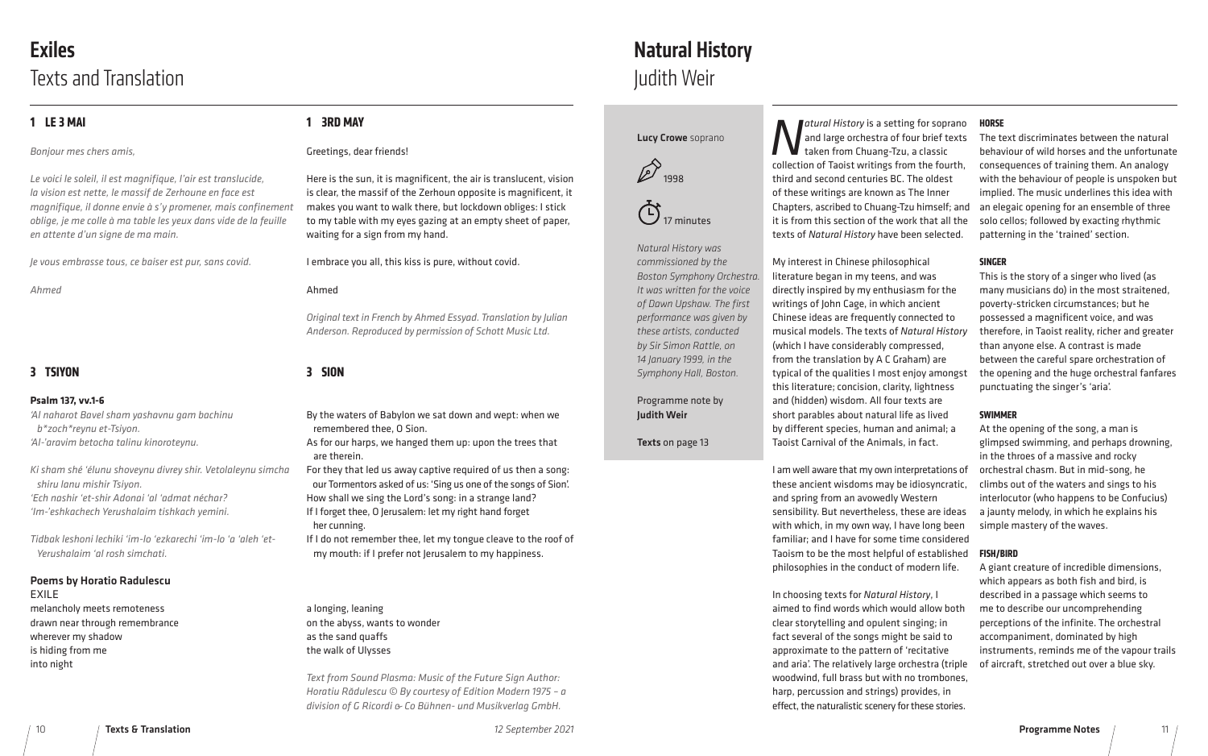# Exiles

## Texts and Translation

### 1 LE 3 MAI

*Bonjour mes chers amis,*

*Le voici le soleil, il est magnifique, l'air est translucide, la vision est nette, le massif de Zerhoune en face est magnifique, il donne envie à s'y promener, mais confinement oblige, je me colle à ma table les yeux dans vide de la feuille en attente d'un signe de ma main.*

*Je vous embrasse tous, ce baiser est pur, sans covid.*

*Ahmed*

### 1 3RD MAY

Greetings, dear friends!

Here is the sun, it is magnificent, the air is translucent, vision is clear, the massif of the Zerhoun opposite is magnificent, it makes you want to walk there, but lockdown obliges: I stick to my table with my eyes gazing at an empty sheet of paper, waiting for a sign from my hand.

I embrace you all, this kiss is pure, without covid.

Ahmed

*Original text in French by Ahmed Essyad. Translation by Julian Anderson. Reproduced by permission of Schott Music Ltd.*

### 3 TSIYON

**Psalm 137, vv.1-6**

*'Al naharot Bavel sham yashavnu gam bachinu b*zoch*reynu et-Tsiyon.*
*'Al-'aravim betocha talinu kinoroteynu.*

*Ki sham shé 'élunu shoveynu divrey shir. Vetolaleynu simcha shiru lanu mishir Tsiyon.*
*'Ech nashir 'et-shir Adonai 'al 'admat néchar?*
*'Im-'eshkachech Yerushalaim tishkach yemini.*

*Tidbak leshoni lechiki 'im-lo 'ezkarechi 'im-lo 'a 'aleh 'et-Yerushalaim 'al rosh simchati.*

**Poems by Horatio Radulescu**

EXILE
melancholy meets remoteness
drawn near through remembrance
wherever my shadow
is hiding from me
into night

### 3 SION

By the waters of Babylon we sat down and wept: when we remembered thee, O Sion.
As for our harps, we hanged them up: upon the trees that are therein.
For they that led us away captive required of us then a song: our Tormentors asked of us: 'Sing us one of the songs of Sion'.
How shall we sing the Lord's song: in a strange land?
If I forget thee, O Jerusalem: let my right hand forget her cunning.
If I do not remember thee, let my tongue cleave to the roof of my mouth: if I prefer not Jerusalem to my happiness.

a longing, leaning
on the abyss, wants to wonder
as the sand quaffs
the walk of Ulysses

*Text from Sound Plasma: Music of the Future Sign Author: Horatiu Rădulescu © By courtesy of Edition Modern 1975 – a division of G Ricordi & Co Bühnen- und Musikverlag GmbH.*

# Natural History

## Judith Weir

**Lucy Crowe** soprano

1998

17 minutes

*Natural History was commissioned by the Boston Symphony Orchestra. It was written for the voice of Dawn Upshaw. The first performance was given by these artists, conducted by Sir Simon Rattle, on 14 January 1999, in the Symphony Hall, Boston.*

Programme note by **Judith Weir**

**Texts** on page 13

*Natural History* is a setting for soprano and large orchestra of four brief texts taken from Chuang-Tzu, a classic collection of Taoist writings from the fourth, third and second centuries BC. The oldest of these writings are known as The Inner Chapters, ascribed to Chuang-Tzu himself; and it is from this section of the work that all the texts of *Natural History* have been selected.

My interest in Chinese philosophical literature began in my teens, and was directly inspired by my enthusiasm for the writings of John Cage, in which ancient Chinese ideas are frequently connected to musical models. The texts of *Natural History* (which I have considerably compressed, from the translation by A C Graham) are typical of the qualities I most enjoy amongst this literature; concision, clarity, lightness and (hidden) wisdom. All four texts are short parables about natural life as lived by different species, human and animal; a Taoist Carnival of the Animals, in fact.

I am well aware that my own interpretations of these ancient wisdoms may be idiosyncratic, and spring from an avowedly Western sensibility. But nevertheless, these are ideas with which, in my own way, I have long been familiar; and I have for some time considered Taoism to be the most helpful of established philosophies in the conduct of modern life.

In choosing texts for *Natural History*, I aimed to find words which would allow both clear storytelling and opulent singing; in fact several of the songs might be said to approximate to the pattern of 'recitative and aria'. The relatively large orchestra (triple woodwind, full brass but with no trombones, harp, percussion and strings) provides, in effect, the naturalistic scenery for these stories.

**HORSE**

The text discriminates between the natural behaviour of wild horses and the unfortunate consequences of training them. An analogy with the behaviour of people is unspoken but implied. The music underlines this idea with an elegaic opening for an ensemble of three solo cellos; followed by exacting rhythmic patterning in the 'trained' section.

**SINGER**

This is the story of a singer who lived (as many musicians do) in the most straitened, poverty-stricken circumstances; but he possessed a magnificent voice, and was therefore, in Taoist reality, richer and greater than anyone else. A contrast is made between the careful spare orchestration of the opening and the huge orchestral fanfares punctuating the singer's 'aria'.

**SWIMMER**

At the opening of the song, a man is glimpsed swimming, and perhaps drowning, in the throes of a massive and rocky orchestral chasm. But in mid-song, he climbs out of the waters and sings to his interlocutor (who happens to be Confucius) a jaunty melody, in which he explains his simple mastery of the waves.

**FISH/BIRD**

A giant creature of incredible dimensions, which appears as both fish and bird, is described in a passage which seems to me to describe our uncomprehending perceptions of the infinite. The orchestral accompaniment, dominated by high instruments, reminds me of the vapour trails of aircraft, stretched out over a blue sky.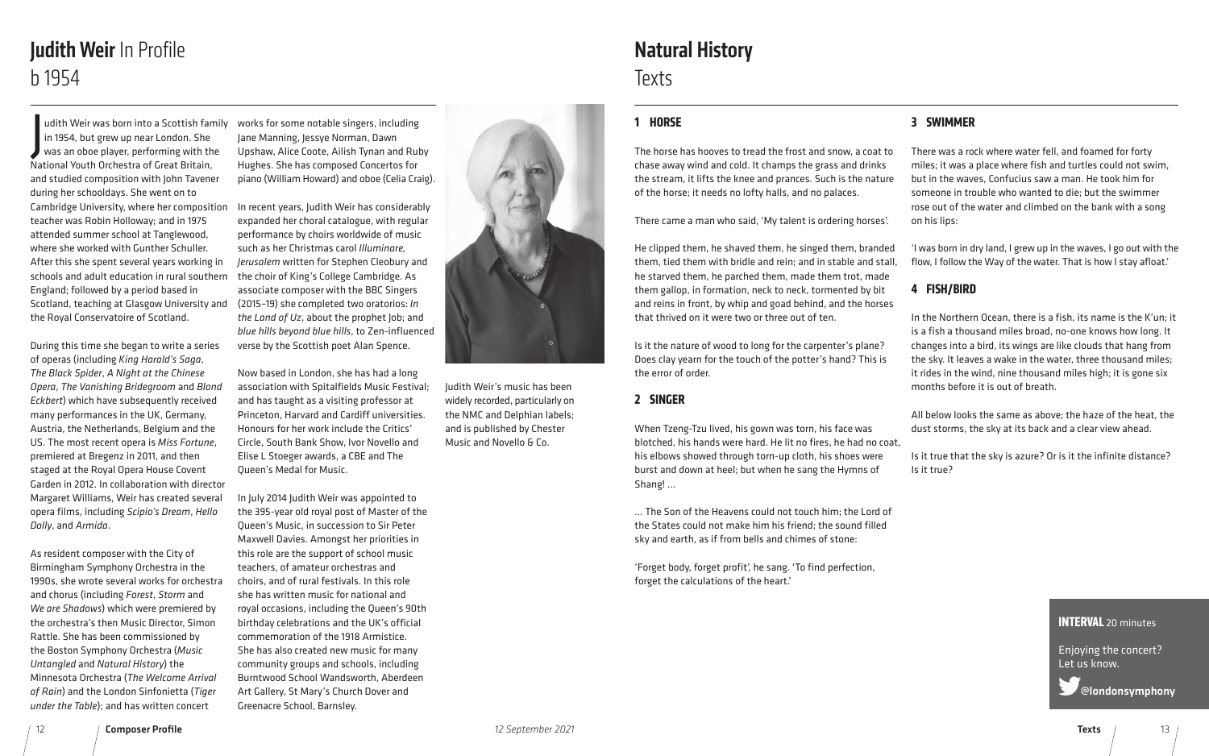# **Judith Weir** In Profile
b 1954

Judith Weir was born into a Scottish family in 1954, but grew up near London. She was an oboe player, performing with the National Youth Orchestra of Great Britain, and studied composition with John Tavener during her schooldays. She went on to Cambridge University, where her composition teacher was Robin Holloway; and in 1975 attended summer school at Tanglewood, where she worked with Gunther Schuller. After this she spent several years working in schools and adult education in rural southern England; followed by a period based in Scotland, teaching at Glasgow University and the Royal Conservatoire of Scotland.

During this time she began to write a series of operas (including *King Harald's Saga*, *The Black Spider*, *A Night at the Chinese Opera*, *The Vanishing Bridegroom* and *Blond Eckbert*) which have subsequently received many performances in the UK, Germany, Austria, the Netherlands, Belgium and the US. The most recent opera is *Miss Fortune*, premiered at Bregenz in 2011, and then staged at the Royal Opera House Covent Garden in 2012. In collaboration with director Margaret Williams, Weir has created several opera films, including *Scipio's Dream*, *Hello Dolly*, and *Armida*.

As resident composer with the City of Birmingham Symphony Orchestra in the 1990s, she wrote several works for orchestra and chorus (including *Forest*, *Storm* and *We are Shadows*) which were premiered by the orchestra's then Music Director, Simon Rattle. She has been commissioned by the Boston Symphony Orchestra (*Music Untangled* and *Natural History*) the Minnesota Orchestra (*The Welcome Arrival of Rain*) and the London Sinfonietta (*Tiger under the Table*); and has written concert works for some notable singers, including Jane Manning, Jessye Norman, Dawn Upshaw, Alice Coote, Ailish Tynan and Ruby Hughes. She has composed Concertos for piano (William Howard) and oboe (Celia Craig).

In recent years, Judith Weir has considerably expanded her choral catalogue, with regular performance by choirs worldwide of music such as her Christmas carol *Illuminare, Jerusalem* written for Stephen Cleobury and the choir of King's College Cambridge. As associate composer with the BBC Singers (2015–19) she completed two oratorios: *In the Land of Uz*, about the prophet Job; and *blue hills beyond blue hills*, to Zen-influenced verse by the Scottish poet Alan Spence.

Now based in London, she has had a long association with Spitalfields Music Festival; and has taught as a visiting professor at Princeton, Harvard and Cardiff universities. Honours for her work include the Critics' Circle, South Bank Show, Ivor Novello and Elise L Stoeger awards, a CBE and The Queen's Medal for Music.

In July 2014 Judith Weir was appointed to the 395-year old royal post of Master of the Queen's Music, in succession to Sir Peter Maxwell Davies. Amongst her priorities in this role are the support of school music teachers, of amateur orchestras and choirs, and of rural festivals. In this role she has written music for national and royal occasions, including the Queen's 90th birthday celebrations and the UK's official commemoration of the 1918 Armistice. She has also created new music for many community groups and schools, including Burntwood School Wandsworth, Aberdeen Art Gallery, St Mary's Church Dover and Greenacre School, Barnsley.

Judith Weir's music has been widely recorded, particularly on the NMC and Delphian labels; and is published by Chester Music and Novello & Co.

# **Natural History**
Texts

## 1 HORSE

The horse has hooves to tread the frost and snow, a coat to chase away wind and cold. It champs the grass and drinks the stream, it lifts the knee and prances. Such is the nature of the horse; it needs no lofty halls, and no palaces.

There came a man who said, 'My talent is ordering horses'.

He clipped them, he shaved them, he singed them, branded them, tied them with bridle and rein; and in stable and stall, he starved them, he parched them, made them trot, made them gallop, in formation, neck to neck, tormented by bit and reins in front, by whip and goad behind, and the horses that thrived on it were two or three out of ten.

Is it the nature of wood to long for the carpenter's plane? Does clay yearn for the touch of the potter's hand? This is the error of order.

## 2 SINGER

When Tzeng-Tzu lived, his gown was torn, his face was blotched, his hands were hard. He lit no fires, he had no coat, his elbows showed through torn-up cloth, his shoes were burst and down at heel; but when he sang the Hymns of Shang! …

… The Son of the Heavens could not touch him; the Lord of the States could not make him his friend; the sound filled sky and earth, as if from bells and chimes of stone:

'Forget body, forget profit', he sang. 'To find perfection, forget the calculations of the heart.'

## 3 SWIMMER

There was a rock where water fell, and foamed for forty miles; it was a place where fish and turtles could not swim, but in the waves, Confucius saw a man. He took him for someone in trouble who wanted to die; but the swimmer rose out of the water and climbed on the bank with a song on his lips:

'I was born in dry land, I grew up in the waves, I go out with the flow, I follow the Way of the water. That is how I stay afloat.'

## 4 FISH/BIRD

In the Northern Ocean, there is a fish, its name is the K'un; it is a fish a thousand miles broad, no-one knows how long. It changes into a bird, its wings are like clouds that hang from the sky. It leaves a wake in the water, three thousand miles; it rides in the wind, nine thousand miles high; it is gone six months before it is out of breath.

All below looks the same as above; the haze of the heat, the dust storms, the sky at its back and a clear view ahead.

Is it true that the sky is azure? Or is it the infinite distance? Is it true?

**INTERVAL** 20 minutes

Enjoying the concert? Let us know.

@londonsymphony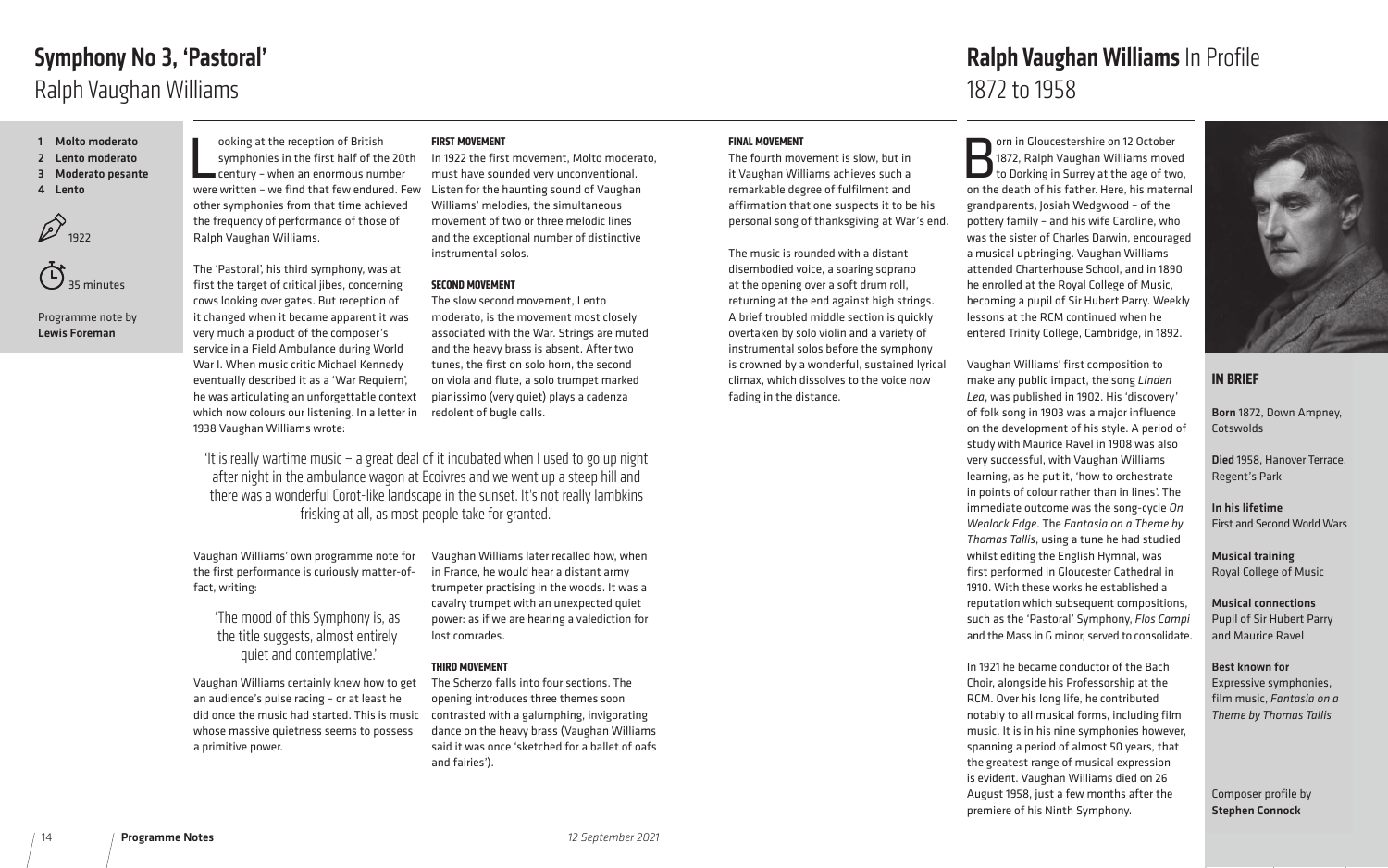# Symphony No 3, 'Pastoral'

## Ralph Vaughan Williams

1. Molto moderato
2. Lento moderato
3. Moderato pesante
4. Lento

1922

35 minutes

Programme note by **Lewis Foreman**

Looking at the reception of British symphonies in the first half of the 20th century – when an enormous number were written – we find that few endured. Few other symphonies from that time achieved the frequency of performance of those of Ralph Vaughan Williams.

The 'Pastoral', his third symphony, was at first the target of critical jibes, concerning cows looking over gates. But reception of it changed when it became apparent it was very much a product of the composer's service in a Field Ambulance during World War I. When music critic Michael Kennedy eventually described it as a 'War Requiem', he was articulating an unforgettable context which now colours our listening. In a letter in 1938 Vaughan Williams wrote:

> 'It is really wartime music – a great deal of it incubated when I used to go up night after night in the ambulance wagon at Ecoivres and we went up a steep hill and there was a wonderful Corot-like landscape in the sunset. It's not really lambkins frisking at all, as most people take for granted.'

Vaughan Williams' own programme note for the first performance is curiously matter-of-fact, writing:

> 'The mood of this Symphony is, as the title suggests, almost entirely quiet and contemplative.'

Vaughan Williams certainly knew how to get an audience's pulse racing – or at least he did once the music had started. This is music whose massive quietness seems to possess a primitive power.

### FIRST MOVEMENT

In 1922 the first movement, Molto moderato, must have sounded very unconventional. Listen for the haunting sound of Vaughan Williams' melodies, the simultaneous movement of two or three melodic lines and the exceptional number of distinctive instrumental solos.

### SECOND MOVEMENT

The slow second movement, Lento moderato, is the movement most closely associated with the War. Strings are muted and the heavy brass is absent. After two tunes, the first on solo horn, the second on viola and flute, a solo trumpet marked pianissimo (very quiet) plays a cadenza redolent of bugle calls.

Vaughan Williams later recalled how, when in France, he would hear a distant army trumpeter practising in the woods. It was a cavalry trumpet with an unexpected quiet power: as if we are hearing a valediction for lost comrades.

### THIRD MOVEMENT

The Scherzo falls into four sections. The opening introduces three themes soon contrasted with a galumphing, invigorating dance on the heavy brass (Vaughan Williams said it was once 'sketched for a ballet of oafs and fairies').

### FINAL MOVEMENT

The fourth movement is slow, but in it Vaughan Williams achieves such a remarkable degree of fulfilment and affirmation that one suspects it to be his personal song of thanksgiving at War's end.

The music is rounded with a distant disembodied voice, a soaring soprano at the opening over a soft drum roll, returning at the end against high strings. A brief troubled middle section is quickly overtaken by solo violin and a variety of instrumental solos before the symphony is crowned by a wonderful, sustained lyrical climax, which dissolves to the voice now fading in the distance.

# Ralph Vaughan Williams In Profile

## 1872 to 1958

Born in Gloucestershire on 12 October 1872, Ralph Vaughan Williams moved to Dorking in Surrey at the age of two, on the death of his father. Here, his maternal grandparents, Josiah Wedgwood – of the pottery family – and his wife Caroline, who was the sister of Charles Darwin, encouraged a musical upbringing. Vaughan Williams attended Charterhouse School, and in 1890 he enrolled at the Royal College of Music, becoming a pupil of Sir Hubert Parry. Weekly lessons at the RCM continued when he entered Trinity College, Cambridge, in 1892.

Vaughan Williams' first composition to make any public impact, the song *Linden Lea*, was published in 1902. His 'discovery' of folk song in 1903 was a major influence on the development of his style. A period of study with Maurice Ravel in 1908 was also very successful, with Vaughan Williams learning, as he put it, 'how to orchestrate in points of colour rather than in lines'. The immediate outcome was the song-cycle *On Wenlock Edge*. The *Fantasia on a Theme by Thomas Tallis*, using a tune he had studied whilst editing the English Hymnal, was first performed in Gloucester Cathedral in 1910. With these works he established a reputation which subsequent compositions, such as the 'Pastoral' Symphony, *Flos Campi* and the Mass in G minor, served to consolidate.

In 1921 he became conductor of the Bach Choir, alongside his Professorship at the RCM. Over his long life, he contributed notably to all musical forms, including film music. It is in his nine symphonies however, spanning a period of almost 50 years, that the greatest range of musical expression is evident. Vaughan Williams died on 26 August 1958, just a few months after the premiere of his Ninth Symphony.

### IN BRIEF

**Born** 1872, Down Ampney, Cotswolds

**Died** 1958, Hanover Terrace, Regent's Park

**In his lifetime** First and Second World Wars

**Musical training** Royal College of Music

**Musical connections** Pupil of Sir Hubert Parry and Maurice Ravel

**Best known for** Expressive symphonies, film music, *Fantasia on a Theme by Thomas Tallis*

Composer profile by **Stephen Connock**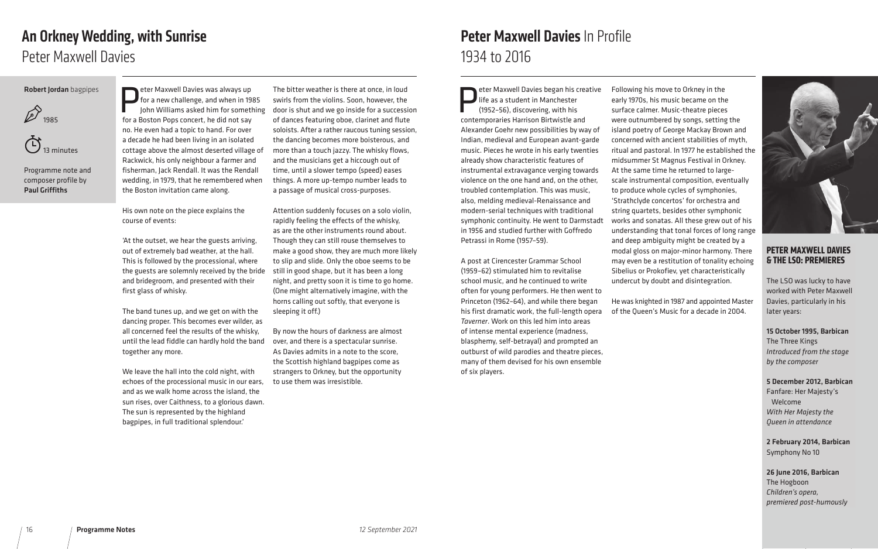# An Orkney Wedding, with Sunrise

## Peter Maxwell Davies

**Robert Jordan** bagpipes

1985

13 minutes

Programme note and composer profile by **Paul Griffiths**

Peter Maxwell Davies was always up for a new challenge, and when in 1985 John Williams asked him for something for a Boston Pops concert, he did not say no. He even had a topic to hand. For over a decade he had been living in an isolated cottage above the almost deserted village of Rackwick, his only neighbour a farmer and fisherman, Jack Rendall. It was the Rendall wedding, in 1979, that he remembered when the Boston invitation came along.

His own note on the piece explains the course of events:

'At the outset, we hear the guests arriving, out of extremely bad weather, at the hall. This is followed by the processional, where the guests are solemnly received by the bride and bridegroom, and presented with their first glass of whisky.

The band tunes up, and we get on with the dancing proper. This becomes ever wilder, as all concerned feel the results of the whisky, until the lead fiddle can hardly hold the band together any more.

We leave the hall into the cold night, with echoes of the processional music in our ears, and as we walk home across the island, the sun rises, over Caithness, to a glorious dawn. The sun is represented by the highland bagpipes, in full traditional splendour.'

The bitter weather is there at once, in loud swirls from the violins. Soon, however, the door is shut and we go inside for a succession of dances featuring oboe, clarinet and flute soloists. After a rather raucous tuning session, the dancing becomes more boisterous, and more than a touch jazzy. The whisky flows, and the musicians get a hiccough out of time, until a slower tempo (speed) eases things. A more up-tempo number leads to a passage of musical cross-purposes.

Attention suddenly focuses on a solo violin, rapidly feeling the effects of the whisky, as are the other instruments round about. Though they can still rouse themselves to make a good show, they are much more likely to slip and slide. Only the oboe seems to be still in good shape, but it has been a long night, and pretty soon it is time to go home. (One might alternatively imagine, with the horns calling out softly, that everyone is sleeping it off.)

By now the hours of darkness are almost over, and there is a spectacular sunrise. As Davies admits in a note to the score, the Scottish highland bagpipes come as strangers to Orkney, but the opportunity to use them was irresistible.

# Peter Maxwell Davies In Profile

## 1934 to 2016

Peter Maxwell Davies began his creative life as a student in Manchester (1952–56), discovering, with his contemporaries Harrison Birtwistle and Alexander Goehr new possibilities by way of Indian, medieval and European avant-garde music. Pieces he wrote in his early twenties already show characteristic features of instrumental extravagance verging towards violence on the one hand and, on the other, troubled contemplation. This was music, also, melding medieval-Renaissance and modern-serial techniques with traditional symphonic continuity. He went to Darmstadt in 1956 and studied further with Goffredo Petrassi in Rome (1957–59).

A post at Cirencester Grammar School (1959–62) stimulated him to revitalise school music, and he continued to write often for young performers. He then went to Princeton (1962–64), and while there began his first dramatic work, the full-length opera *Taverner*. Work on this led him into areas of intense mental experience (madness, blasphemy, self-betrayal) and prompted an outburst of wild parodies and theatre pieces, many of them devised for his own ensemble of six players.

Following his move to Orkney in the early 1970s, his music became on the surface calmer. Music-theatre pieces were outnumbered by songs, setting the island poetry of George Mackay Brown and concerned with ancient stabilities of myth, ritual and pastoral. In 1977 he established the midsummer St Magnus Festival in Orkney. At the same time he returned to large-scale instrumental composition, eventually to produce whole cycles of symphonies, 'Strathclyde concertos' for orchestra and string quartets, besides other symphonic works and sonatas. All these grew out of his understanding that tonal forces of long range and deep ambiguity might be created by a modal gloss on major-minor harmony. There may even be a restitution of tonality echoing Sibelius or Prokofiev, yet characteristically undercut by doubt and disintegration.

He was knighted in 1987 and appointed Master of the Queen's Music for a decade in 2004.

### PETER MAXWELL DAVIES & THE LSO: PREMIERES

The LSO was lucky to have worked with Peter Maxwell Davies, particularly in his later years:

**15 October 1995, Barbican**
The Three Kings
*Introduced from the stage by the composer*

**5 December 2012, Barbican**
Fanfare: Her Majesty's Welcome
*With Her Majesty the Queen in attendance*

**2 February 2014, Barbican**
Symphony No 10

**26 June 2016, Barbican**
The Hogboon
*Children's opera, premiered post-humously*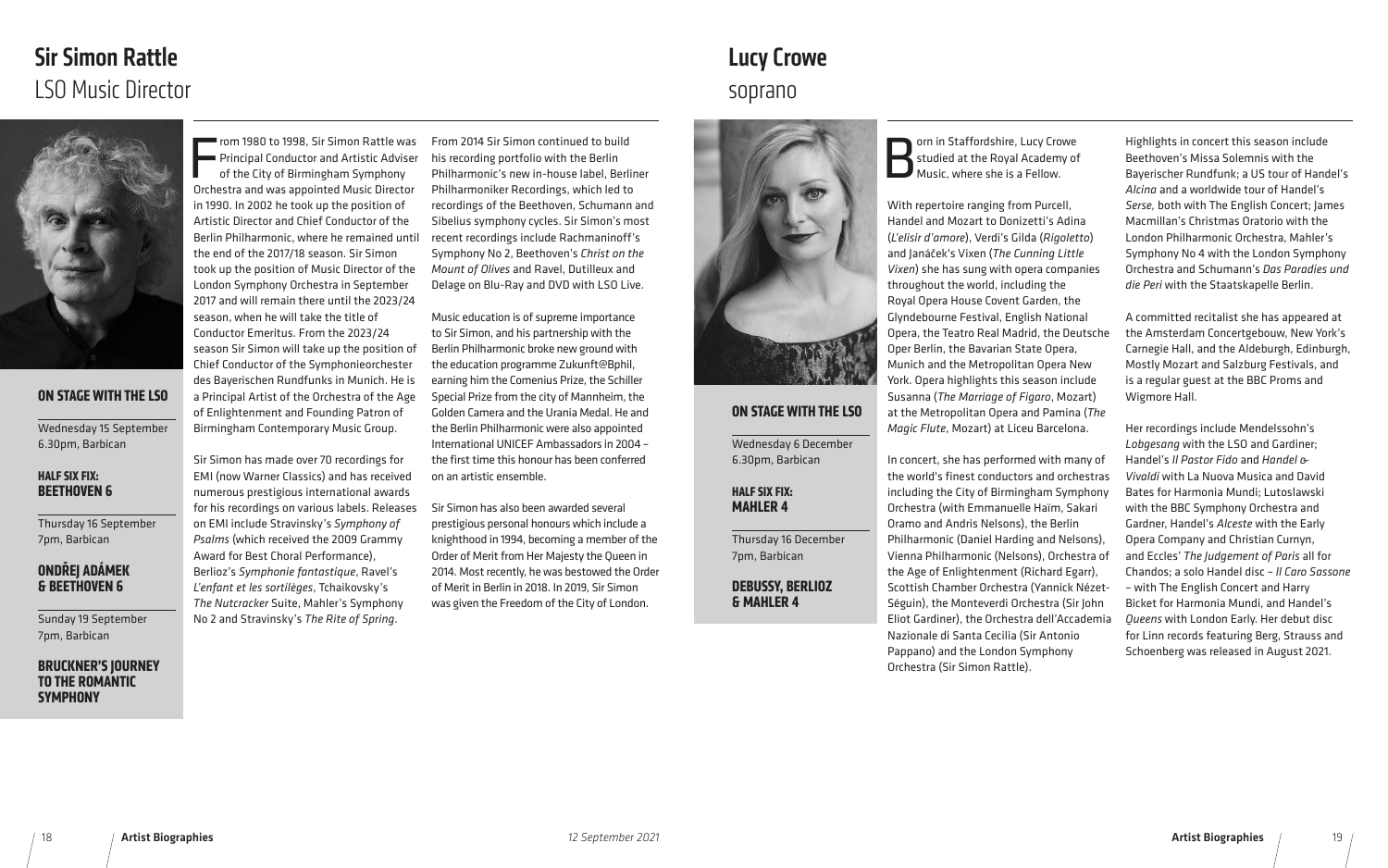# Sir Simon Rattle

LSO Music Director

### On Stage with the LSO

Wednesday 15 September
6.30pm, Barbican

**HALF SIX FIX: BEETHOVEN 6**

Thursday 16 September
7pm, Barbican

**ONDŘEJ ADÁMEK & BEETHOVEN 6**

Sunday 19 September
7pm, Barbican

**BRUCKNER'S JOURNEY TO THE ROMANTIC SYMPHONY**

From 1980 to 1998, Sir Simon Rattle was Principal Conductor and Artistic Adviser of the City of Birmingham Symphony Orchestra and was appointed Music Director in 1990. In 2002 he took up the position of Artistic Director and Chief Conductor of the Berlin Philharmonic, where he remained until the end of the 2017/18 season. Sir Simon took up the position of Music Director of the London Symphony Orchestra in September 2017 and will remain there until the 2023/24 season, when he will take the title of Conductor Emeritus. From the 2023/24 season Sir Simon will take up the position of Chief Conductor of the Symphonieorchester des Bayerischen Rundfunks in Munich. He is a Principal Artist of the Orchestra of the Age of Enlightenment and Founding Patron of Birmingham Contemporary Music Group.

Sir Simon has made over 70 recordings for EMI (now Warner Classics) and has received numerous prestigious international awards for his recordings on various labels. Releases on EMI include Stravinsky's *Symphony of Psalms* (which received the 2009 Grammy Award for Best Choral Performance), Berlioz's *Symphonie fantastique*, Ravel's *L'enfant et les sortilèges*, Tchaikovsky's *The Nutcracker* Suite, Mahler's Symphony No 2 and Stravinsky's *The Rite of Spring*.

From 2014 Sir Simon continued to build his recording portfolio with the Berlin Philharmonic's new in-house label, Berliner Philharmoniker Recordings, which led to recordings of the Beethoven, Schumann and Sibelius symphony cycles. Sir Simon's most recent recordings include Rachmaninoff's Symphony No 2, Beethoven's *Christ on the Mount of Olives* and Ravel, Dutilleux and Delage on Blu-Ray and DVD with LSO Live.

Music education is of supreme importance to Sir Simon, and his partnership with the Berlin Philharmonic broke new ground with the education programme Zukunft@Bphil, earning him the Comenius Prize, the Schiller Special Prize from the city of Mannheim, the Golden Camera and the Urania Medal. He and the Berlin Philharmonic were also appointed International UNICEF Ambassadors in 2004 – the first time this honour has been conferred on an artistic ensemble.

Sir Simon has also been awarded several prestigious personal honours which include a knighthood in 1994, becoming a member of the Order of Merit from Her Majesty the Queen in 2014. Most recently, he was bestowed the Order of Merit in Berlin in 2018. In 2019, Sir Simon was given the Freedom of the City of London.

# Lucy Crowe

soprano

### On Stage with the LSO

Wednesday 6 December
6.30pm, Barbican

**HALF SIX FIX: MAHLER 4**

Thursday 16 December
7pm, Barbican

**DEBUSSY, BERLIOZ & MAHLER 4**

Born in Staffordshire, Lucy Crowe studied at the Royal Academy of Music, where she is a Fellow.

With repertoire ranging from Purcell, Handel and Mozart to Donizetti's Adina (*L'elisir d'amore*), Verdi's Gilda (*Rigoletto*) and Janáček's Vixen (*The Cunning Little Vixen*) she has sung with opera companies throughout the world, including the Royal Opera House Covent Garden, the Glyndebourne Festival, English National Opera, the Teatro Real Madrid, the Deutsche Oper Berlin, the Bavarian State Opera, Munich and the Metropolitan Opera New York. Opera highlights this season include Susanna (*The Marriage of Figaro*, Mozart) at the Metropolitan Opera and Pamina (*The Magic Flute*, Mozart) at Liceu Barcelona.

In concert, she has performed with many of the world's finest conductors and orchestras including the City of Birmingham Symphony Orchestra (with Emmanuelle Haïm, Sakari Oramo and Andris Nelsons), the Berlin Philharmonic (Daniel Harding and Nelsons), Vienna Philharmonic (Nelsons), Orchestra of the Age of Enlightenment (Richard Egarr), Scottish Chamber Orchestra (Yannick Nézet-Séguin), the Monteverdi Orchestra (Sir John Eliot Gardiner), the Orchestra dell'Accademia Nazionale di Santa Cecilia (Sir Antonio Pappano) and the London Symphony Orchestra (Sir Simon Rattle).

Highlights in concert this season include Beethoven's Missa Solemnis with the Bayerischer Rundfunk; a US tour of Handel's *Alcina* and a worldwide tour of Handel's *Serse,* both with The English Concert; James Macmillan's Christmas Oratorio with the London Philharmonic Orchestra, Mahler's Symphony No 4 with the London Symphony Orchestra and Schumann's *Das Paradies und die Peri* with the Staatskapelle Berlin.

A committed recitalist she has appeared at the Amsterdam Concertgebouw, New York's Carnegie Hall, and the Aldeburgh, Edinburgh, Mostly Mozart and Salzburg Festivals, and is a regular guest at the BBC Proms and Wigmore Hall.

Her recordings include Mendelssohn's *Lobgesang* with the LSO and Gardiner; Handel's *Il Pastor Fido* and *Handel & Vivaldi* with La Nuova Musica and David Bates for Harmonia Mundi; Lutoslawski with the BBC Symphony Orchestra and Gardner, Handel's *Alceste* with the Early Opera Company and Christian Curnyn, and Eccles' *The Judgement of Paris* all for Chandos; a solo Handel disc – *Il Caro Sassone* – with The English Concert and Harry Bicket for Harmonia Mundi, and Handel's *Queens* with London Early. Her debut disc for Linn records featuring Berg, Strauss and Schoenberg was released in August 2021.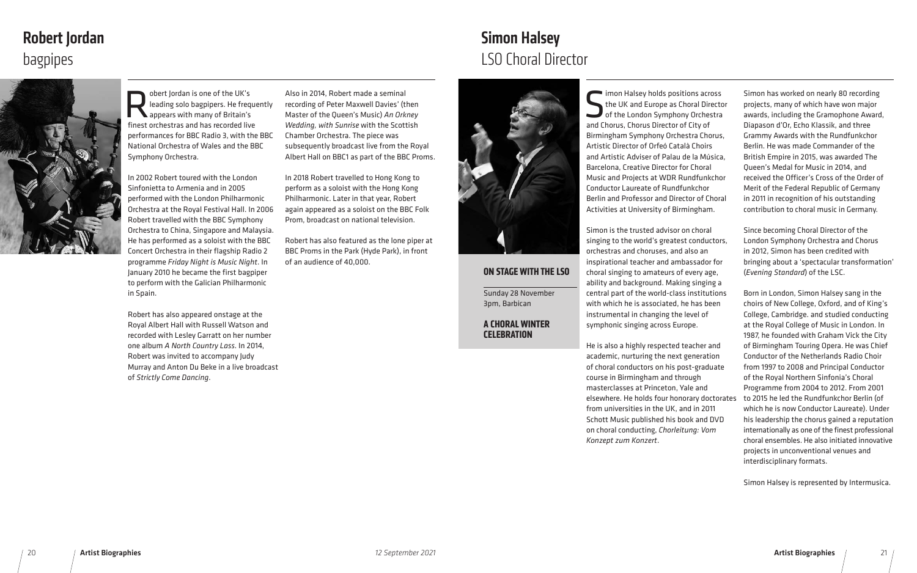# Robert Jordan

## bagpipes

Robert Jordan is one of the UK's leading solo bagpipers. He frequently appears with many of Britain's finest orchestras and has recorded live performances for BBC Radio 3, with the BBC National Orchestra of Wales and the BBC Symphony Orchestra.

In 2002 Robert toured with the London Sinfonietta to Armenia and in 2005 performed with the London Philharmonic Orchestra at the Royal Festival Hall. In 2006 Robert travelled with the BBC Symphony Orchestra to China, Singapore and Malaysia. He has performed as a soloist with the BBC Concert Orchestra in their flagship Radio 2 programme *Friday Night is Music Night*. In January 2010 he became the first bagpiper to perform with the Galician Philharmonic in Spain.

Robert has also appeared onstage at the Royal Albert Hall with Russell Watson and recorded with Lesley Garratt on her number one album *A North Country Lass*. In 2014, Robert was invited to accompany Judy Murray and Anton Du Beke in a live broadcast of *Strictly Come Dancing*.

Also in 2014, Robert made a seminal recording of Peter Maxwell Davies' (then Master of the Queen's Music) *An Orkney Wedding, with Sunrise* with the Scottish Chamber Orchestra. The piece was subsequently broadcast live from the Royal Albert Hall on BBC1 as part of the BBC Proms.

In 2018 Robert travelled to Hong Kong to perform as a soloist with the Hong Kong Philharmonic. Later in that year, Robert again appeared as a soloist on the BBC Folk Prom, broadcast on national television.

Robert has also featured as the lone piper at BBC Proms in the Park (Hyde Park), in front of an audience of 40,000.

# Simon Halsey

## LSO Choral Director

**ON STAGE WITH THE LSO**

Sunday 28 November
3pm, Barbican

**A CHORAL WINTER CELEBRATION**

Simon Halsey holds positions across the UK and Europe as Choral Director of the London Symphony Orchestra and Chorus, Chorus Director of City of Birmingham Symphony Orchestra Chorus, Artistic Director of Orfeó Català Choirs and Artistic Adviser of Palau de la Música, Barcelona, Creative Director for Choral Music and Projects at WDR Rundfunkchor Conductor Laureate of Rundfunkchor Berlin and Professor and Director of Choral Activities at University of Birmingham.

Simon is the trusted advisor on choral singing to the world's greatest conductors, orchestras and choruses, and also an inspirational teacher and ambassador for choral singing to amateurs of every age, ability and background. Making singing a central part of the world-class institutions with which he is associated, he has been instrumental in changing the level of symphonic singing across Europe.

He is also a highly respected teacher and academic, nurturing the next generation of choral conductors on his post-graduate course in Birmingham and through masterclasses at Princeton, Yale and elsewhere. He holds four honorary doctorates from universities in the UK, and in 2011 Schott Music published his book and DVD on choral conducting, *Chorleitung: Vom Konzept zum Konzert*.

Simon has worked on nearly 80 recording projects, many of which have won major awards, including the Gramophone Award, Diapason d'Or, Echo Klassik, and three Grammy Awards with the Rundfunkchor Berlin. He was made Commander of the British Empire in 2015, was awarded The Queen's Medal for Music in 2014, and received the Officer's Cross of the Order of Merit of the Federal Republic of Germany in 2011 in recognition of his outstanding contribution to choral music in Germany.

Since becoming Choral Director of the London Symphony Orchestra and Chorus in 2012, Simon has been credited with bringing about a 'spectacular transformation' (*Evening Standard*) of the LSC.

Born in London, Simon Halsey sang in the choirs of New College, Oxford, and of King's College, Cambridge. and studied conducting at the Royal College of Music in London. In 1987, he founded with Graham Vick the City of Birmingham Touring Opera. He was Chief Conductor of the Netherlands Radio Choir from 1997 to 2008 and Principal Conductor of the Royal Northern Sinfonia's Choral Programme from 2004 to 2012. From 2001 to 2015 he led the Rundfunkchor Berlin (of which he is now Conductor Laureate). Under his leadership the chorus gained a reputation internationally as one of the finest professional choral ensembles. He also initiated innovative projects in unconventional venues and interdisciplinary formats.

Simon Halsey is represented by Intermusica.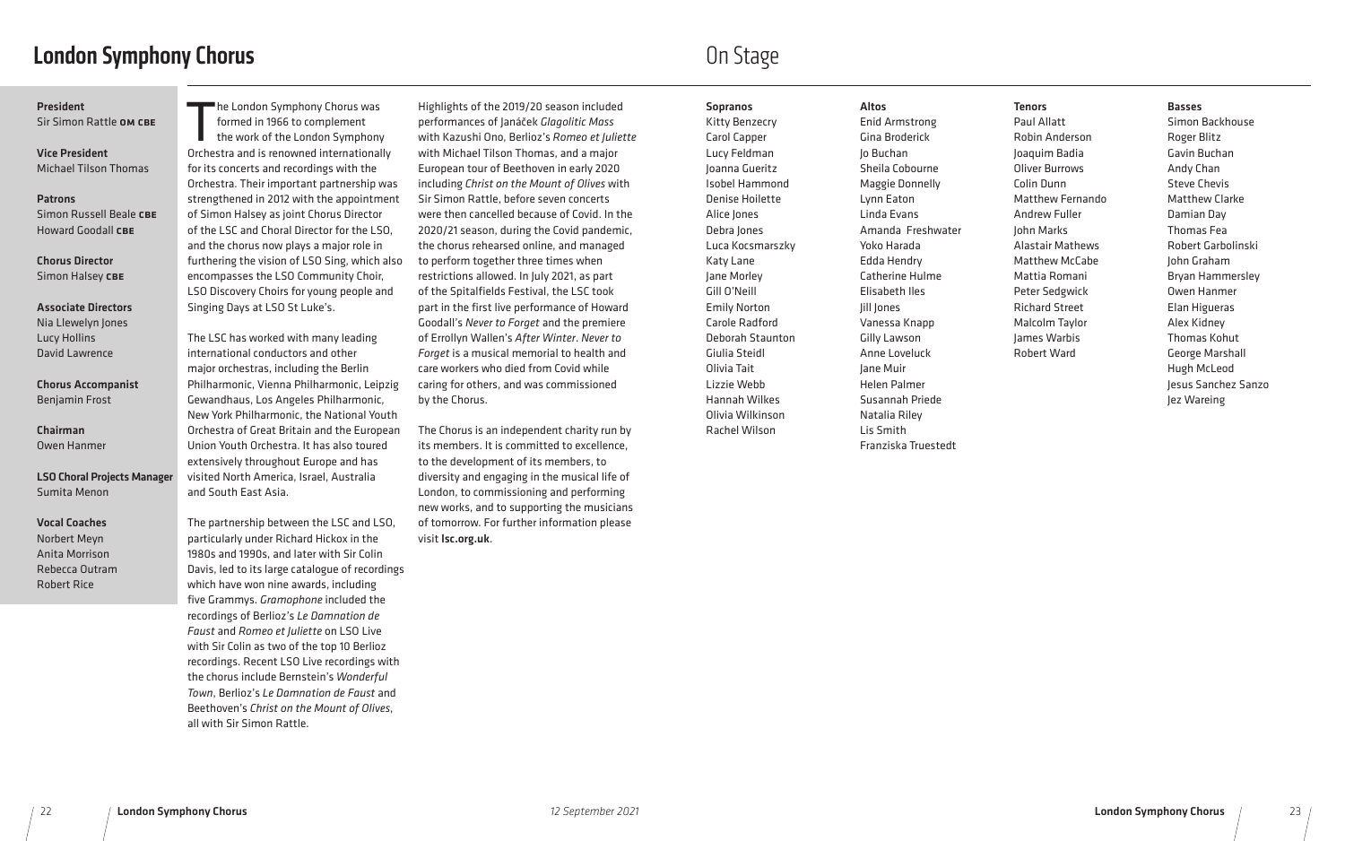# London Symphony Chorus

## On Stage

**President**
Sir Simon Rattle OM CBE

**Vice President**
Michael Tilson Thomas

**Patrons**
Simon Russell Beale CBE
Howard Goodall CBE

**Chorus Director**
Simon Halsey CBE

**Associate Directors**
Nia Llewelyn Jones
Lucy Hollins
David Lawrence

**Chorus Accompanist**
Benjamin Frost

**Chairman**
Owen Hanmer

**LSO Choral Projects Manager**
Sumita Menon

**Vocal Coaches**
Norbert Meyn
Anita Morrison
Rebecca Outram
Robert Rice

The London Symphony Chorus was formed in 1966 to complement the work of the London Symphony Orchestra and is renowned internationally for its concerts and recordings with the Orchestra. Their important partnership was strengthened in 2012 with the appointment of Simon Halsey as joint Chorus Director of the LSC and Choral Director for the LSO, and the chorus now plays a major role in furthering the vision of LSO Sing, which also encompasses the LSO Community Choir, LSO Discovery Choirs for young people and Singing Days at LSO St Luke's.

The LSC has worked with many leading international conductors and other major orchestras, including the Berlin Philharmonic, Vienna Philharmonic, Leipzig Gewandhaus, Los Angeles Philharmonic, New York Philharmonic, the National Youth Orchestra of Great Britain and the European Union Youth Orchestra. It has also toured extensively throughout Europe and has visited North America, Israel, Australia and South East Asia.

The partnership between the LSC and LSO, particularly under Richard Hickox in the 1980s and 1990s, and later with Sir Colin Davis, led to its large catalogue of recordings which have won nine awards, including five Grammys. *Gramophone* included the recordings of Berlioz's *Le Damnation de Faust* and *Romeo et Juliette* on LSO Live with Sir Colin as two of the top 10 Berlioz recordings. Recent LSO Live recordings with the chorus include Bernstein's *Wonderful Town*, Berlioz's *Le Damnation de Faust* and Beethoven's *Christ on the Mount of Olives*, all with Sir Simon Rattle.

Highlights of the 2019/20 season included performances of Janáček *Glagolitic Mass* with Kazushi Ono, Berlioz's *Romeo et Juliette* with Michael Tilson Thomas, and a major European tour of Beethoven in early 2020 including *Christ on the Mount of Olives* with Sir Simon Rattle, before seven concerts were then cancelled because of Covid. In the 2020/21 season, during the Covid pandemic, the chorus rehearsed online, and managed to perform together three times when restrictions allowed. In July 2021, as part of the Spitalfields Festival, the LSC took part in the first live performance of Howard Goodall's *Never to Forget* and the premiere of Errollyn Wallen's *After Winter*. *Never to Forget* is a musical memorial to health and care workers who died from Covid while caring for others, and was commissioned by the Chorus.

The Chorus is an independent charity run by its members. It is committed to excellence, to the development of its members, to diversity and engaging in the musical life of London, to commissioning and performing new works, and to supporting the musicians of tomorrow. For further information please visit **lsc.org.uk**.

**Sopranos**
Kitty Benzecry
Carol Capper
Lucy Feldman
Joanna Gueritz
Isobel Hammond
Denise Hoilette
Alice Jones
Debra Jones
Luca Kocsmarszky
Katy Lane
Jane Morley
Gill O'Neill
Emily Norton
Carole Radford
Deborah Staunton
Giulia Steidl
Olivia Tait
Lizzie Webb
Hannah Wilkes
Olivia Wilkinson
Rachel Wilson

**Altos**
Enid Armstrong
Gina Broderick
Jo Buchan
Sheila Cobourne
Maggie Donnelly
Lynn Eaton
Linda Evans
Amanda Freshwater
Yoko Harada
Edda Hendry
Catherine Hulme
Elisabeth Iles
Jill Jones
Vanessa Knapp
Gilly Lawson
Anne Loveluck
Jane Muir
Helen Palmer
Susannah Priede
Natalia Riley
Lis Smith
Franziska Truestedt

**Tenors**
Paul Allatt
Robin Anderson
Joaquim Badia
Oliver Burrows
Colin Dunn
Matthew Fernando
Andrew Fuller
John Marks
Alastair Mathews
Matthew McCabe
Mattia Romani
Peter Sedgwick
Richard Street
Malcolm Taylor
James Warbis
Robert Ward

**Basses**
Simon Backhouse
Roger Blitz
Gavin Buchan
Andy Chan
Steve Chevis
Matthew Clarke
Damian Day
Thomas Fea
Robert Garbolinski
John Graham
Bryan Hammersley
Owen Hanmer
Elan Higueras
Alex Kidney
Thomas Kohut
George Marshall
Hugh McLeod
Jesus Sanchez Sanzo
Jez Wareing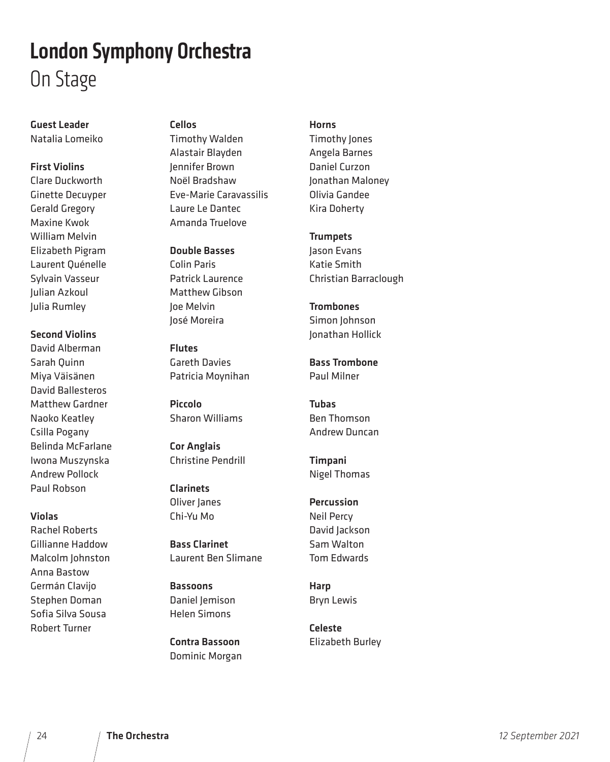# London Symphony Orchestra
## On Stage

**Guest Leader**
Natalia Lomeiko

**First Violins**
Clare Duckworth
Ginette Decuyper
Gerald Gregory
Maxine Kwok
William Melvin
Elizabeth Pigram
Laurent Quénelle
Sylvain Vasseur
Julian Azkoul
Julia Rumley

**Second Violins**
David Alberman
Sarah Quinn
Miya Väisänen
David Ballesteros
Matthew Gardner
Naoko Keatley
Csilla Pogany
Belinda McFarlane
Iwona Muszynska
Andrew Pollock
Paul Robson

**Violas**
Rachel Roberts
Gillianne Haddow
Malcolm Johnston
Anna Bastow
Germán Clavijo
Stephen Doman
Sofia Silva Sousa
Robert Turner

**Cellos**
Timothy Walden
Alastair Blayden
Jennifer Brown
Noël Bradshaw
Eve-Marie Caravassilis
Laure Le Dantec
Amanda Truelove

**Double Basses**
Colin Paris
Patrick Laurence
Matthew Gibson
Joe Melvin
José Moreira

**Flutes**
Gareth Davies
Patricia Moynihan

**Piccolo**
Sharon Williams

**Cor Anglais**
Christine Pendrill

**Clarinets**
Oliver Janes
Chi-Yu Mo

**Bass Clarinet**
Laurent Ben Slimane

**Bassoons**
Daniel Jemison
Helen Simons

**Contra Bassoon**
Dominic Morgan

**Horns**
Timothy Jones
Angela Barnes
Daniel Curzon
Jonathan Maloney
Olivia Gandee
Kira Doherty

**Trumpets**
Jason Evans
Katie Smith
Christian Barraclough

**Trombones**
Simon Johnson
Jonathan Hollick

**Bass Trombone**
Paul Milner

**Tubas**
Ben Thomson
Andrew Duncan

**Timpani**
Nigel Thomas

**Percussion**
Neil Percy
David Jackson
Sam Walton
Tom Edwards

**Harp**
Bryn Lewis

**Celeste**
Elizabeth Burley